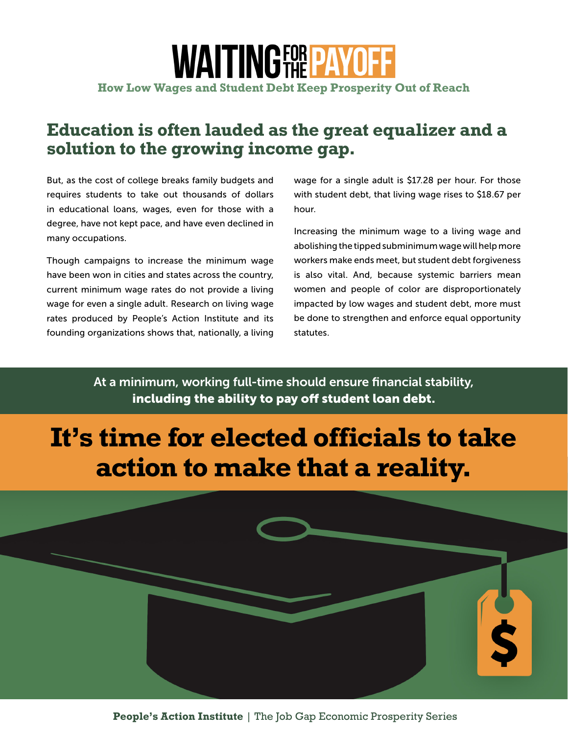# WAITING FOR THE PAYOFF

**How Low Wages and Student Debt Keep Prosperity Out of Reach**

## Education is often lauded as the great equalizer and a solution to the growing income gap.

But, as the cost of college breaks family budgets and requires students to take out thousands of dollars in educational loans, wages, even for those with a degree, have not kept pace, and have even declined in many occupations.

Though campaigns to increase the minimum wage have been won in cities and states across the country, current minimum wage rates do not provide a living wage for even a single adult. Research on living wage rates produced by People's Action Institute and its founding organizations shows that, nationally, a living wage for a single adult is $17.28 per hour. For those with student debt, that living wage rises to $18.67 per hour.

Increasing the minimum wage to a living wage and abolishing the tipped subminimum wage will help more workers make ends meet, but student debt forgiveness is also vital. And, because systemic barriers mean women and people of color are disproportionately impacted by low wages and student debt, more must be done to strengthen and enforce equal opportunity statutes.

At a minimum, working full-time should ensure financial stability, **including the ability to pay off student loan debt.**

## It's time for elected officials to take action to make that a reality.

**People's Action Institute** | The Job Gap Economic Prosperity Series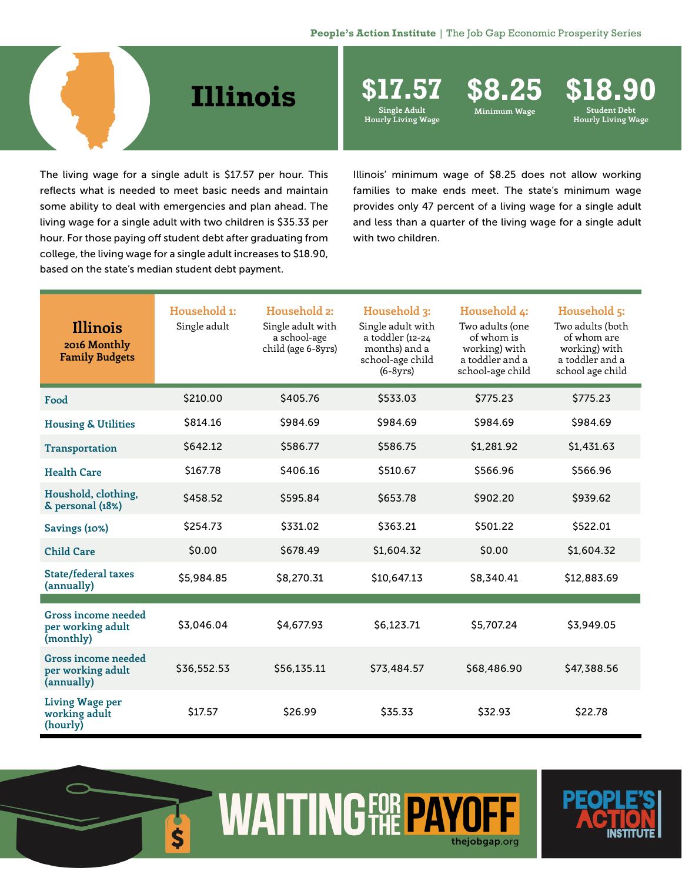# Illinois

**$17.57** Single Adult Hourly Living Wage

**$8.25** Minimum Wage

**$18.90** Student Debt Hourly Living Wage

The living wage for a single adult is $17.57 per hour. This reflects what is needed to meet basic needs and maintain some ability to deal with emergencies and plan ahead. The living wage for a single adult with two children is $35.33 per hour. For those paying off student debt after graduating from college, the living wage for a single adult increases to $18.90, based on the state's median student debt payment.

Illinois' minimum wage of $8.25 does not allow working families to make ends meet. The state's minimum wage provides only 47 percent of a living wage for a single adult and less than a quarter of the living wage for a single adult with two children.

| Illinois 2016 Monthly Family Budgets | Household 1: Single adult | Household 2: Single adult with a school-age child (age 6-8yrs) | Household 3: Single adult with a toddler (12-24 months) and a school-age child (6-8yrs) | Household 4: Two adults (one of whom is working) with a toddler and a school-age child | Household 5: Two adults (both of whom are working) with a toddler and a school age child |
|---|---|---|---|---|---|
| Food | $210.00 | $405.76 | $533.03 | $775.23 | $775.23 |
| Housing & Utilities | $814.16 | $984.69 | $984.69 | $984.69 | $984.69 |
| Transportation | $642.12 | $586.77 | $586.75 | $1,281.92 | $1,431.63 |
| Health Care | $167.78 | $406.16 | $510.67 | $566.96 | $566.96 |
| Houshold, clothing, & personal (18%) | $458.52 | $595.84 | $653.78 | $902.20 | $939.62 |
| Savings (10%) | $254.73 | $331.02 | $363.21 | $501.22 | $522.01 |
| Child Care | $0.00 | $678.49 | $1,604.32 | $0.00 | $1,604.32 |
| State/federal taxes (annually) | $5,984.85 | $8,270.31 | $10,647.13 | $8,340.41 | $12,883.69 |
| Gross income needed per working adult (monthly) | $3,046.04 | $4,677.93 | $6,123.71 | $5,707.24 | $3,949.05 |
| Gross income needed per working adult (annually) | $36,552.53 | $56,135.11 | $73,484.57 | $68,486.90 | $47,388.56 |
| Living Wage per working adult (hourly) | $17.57 | $26.99 | $35.33 | $32.93 | $22.78 |

WAITING FOR THE PAYOFF

thejobgap.org

PEOPLE'S ACTION INSTITUTE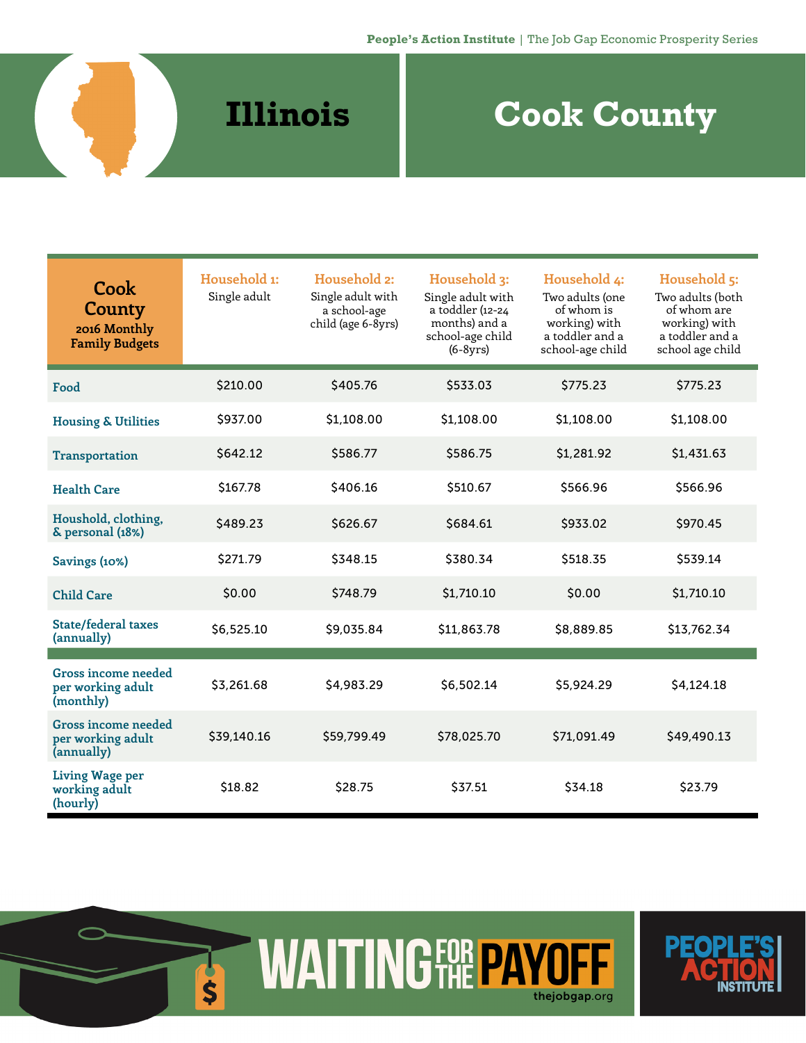# Illinois

# Cook County

| Cook County 2016 Monthly Family Budgets | Household 1: Single adult | Household 2: Single adult with a school-age child (age 6-8yrs) | Household 3: Single adult with a toddler (12-24 months) and a school-age child (6-8yrs) | Household 4: Two adults (one of whom is working) with a toddler and a school-age child | Household 5: Two adults (both of whom are working) with a toddler and a school age child |
|---|---|---|---|---|---|
| Food | $210.00 | $405.76 | $533.03 | $775.23 | $775.23 |
| Housing & Utilities | $937.00 | $1,108.00 | $1,108.00 | $1,108.00 | $1,108.00 |
| Transportation | $642.12 | $586.77 | $586.75 | $1,281.92 | $1,431.63 |
| Health Care | $167.78 | $406.16 | $510.67 | $566.96 | $566.96 |
| Houshold, clothing, & personal (18%) | $489.23 | $626.67 | $684.61 | $933.02 | $970.45 |
| Savings (10%) | $271.79 | $348.15 | $380.34 | $518.35 | $539.14 |
| Child Care | $0.00 | $748.79 | $1,710.10 | $0.00 | $1,710.10 |
| State/federal taxes (annually) | $6,525.10 | $9,035.84 | $11,863.78 | $8,889.85 | $13,762.34 |
| Gross income needed per working adult (monthly) | $3,261.68 | $4,983.29 | $6,502.14 | $5,924.29 | $4,124.18 |
| Gross income needed per working adult (annually) | $39,140.16 | $59,799.49 | $78,025.70 | $71,091.49 | $49,490.13 |
| Living Wage per working adult (hourly) | $18.82 | $28.75 | $37.51 | $34.18 | $23.79 |

WAITING FOR THE PAYOFF

thejobgap.org

PEOPLE'S ACTION INSTITUTE